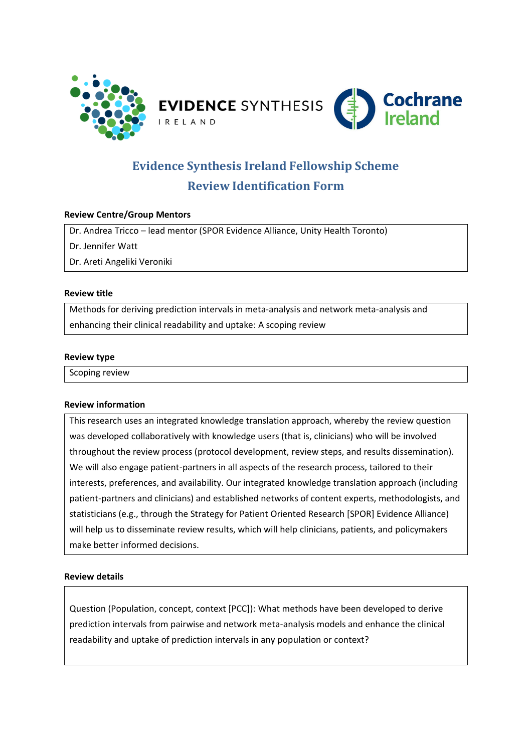EVIDENCE SYNTHESIS IRELAND

Cochrane Ireland

# Evidence Synthesis Ireland Fellowship Scheme

# Review Identification Form

**Review Centre/Group Mentors**

Dr. Andrea Tricco – lead mentor (SPOR Evidence Alliance, Unity Health Toronto)
Dr. Jennifer Watt
Dr. Areti Angeliki Veroniki

**Review title**

Methods for deriving prediction intervals in meta-analysis and network meta-analysis and enhancing their clinical readability and uptake: A scoping review

**Review type**

Scoping review

**Review information**

This research uses an integrated knowledge translation approach, whereby the review question was developed collaboratively with knowledge users (that is, clinicians) who will be involved throughout the review process (protocol development, review steps, and results dissemination). We will also engage patient-partners in all aspects of the research process, tailored to their interests, preferences, and availability. Our integrated knowledge translation approach (including patient-partners and clinicians) and established networks of content experts, methodologists, and statisticians (e.g., through the Strategy for Patient Oriented Research [SPOR] Evidence Alliance) will help us to disseminate review results, which will help clinicians, patients, and policymakers make better informed decisions.

**Review details**

Question (Population, concept, context [PCC]): What methods have been developed to derive prediction intervals from pairwise and network meta-analysis models and enhance the clinical readability and uptake of prediction intervals in any population or context?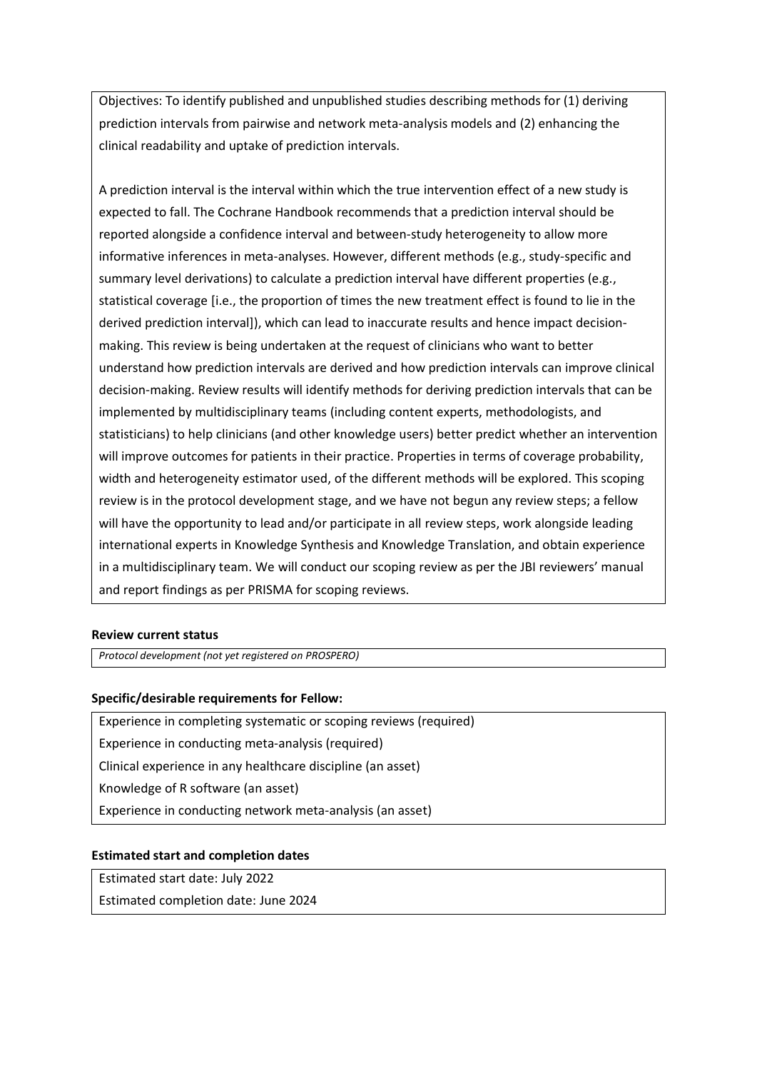Objectives: To identify published and unpublished studies describing methods for (1) deriving prediction intervals from pairwise and network meta-analysis models and (2) enhancing the clinical readability and uptake of prediction intervals.

A prediction interval is the interval within which the true intervention effect of a new study is expected to fall. The Cochrane Handbook recommends that a prediction interval should be reported alongside a confidence interval and between-study heterogeneity to allow more informative inferences in meta-analyses. However, different methods (e.g., study-specific and summary level derivations) to calculate a prediction interval have different properties (e.g., statistical coverage [i.e., the proportion of times the new treatment effect is found to lie in the derived prediction interval]), which can lead to inaccurate results and hence impact decision-making. This review is being undertaken at the request of clinicians who want to better understand how prediction intervals are derived and how prediction intervals can improve clinical decision-making. Review results will identify methods for deriving prediction intervals that can be implemented by multidisciplinary teams (including content experts, methodologists, and statisticians) to help clinicians (and other knowledge users) better predict whether an intervention will improve outcomes for patients in their practice. Properties in terms of coverage probability, width and heterogeneity estimator used, of the different methods will be explored. This scoping review is in the protocol development stage, and we have not begun any review steps; a fellow will have the opportunity to lead and/or participate in all review steps, work alongside leading international experts in Knowledge Synthesis and Knowledge Translation, and obtain experience in a multidisciplinary team. We will conduct our scoping review as per the JBI reviewers' manual and report findings as per PRISMA for scoping reviews.

**Review current status**

*Protocol development (not yet registered on PROSPERO)*

**Specific/desirable requirements for Fellow:**

Experience in completing systematic or scoping reviews (required)

Experience in conducting meta-analysis (required)

Clinical experience in any healthcare discipline (an asset)

Knowledge of R software (an asset)

Experience in conducting network meta-analysis (an asset)

**Estimated start and completion dates**

Estimated start date: July 2022

Estimated completion date: June 2024